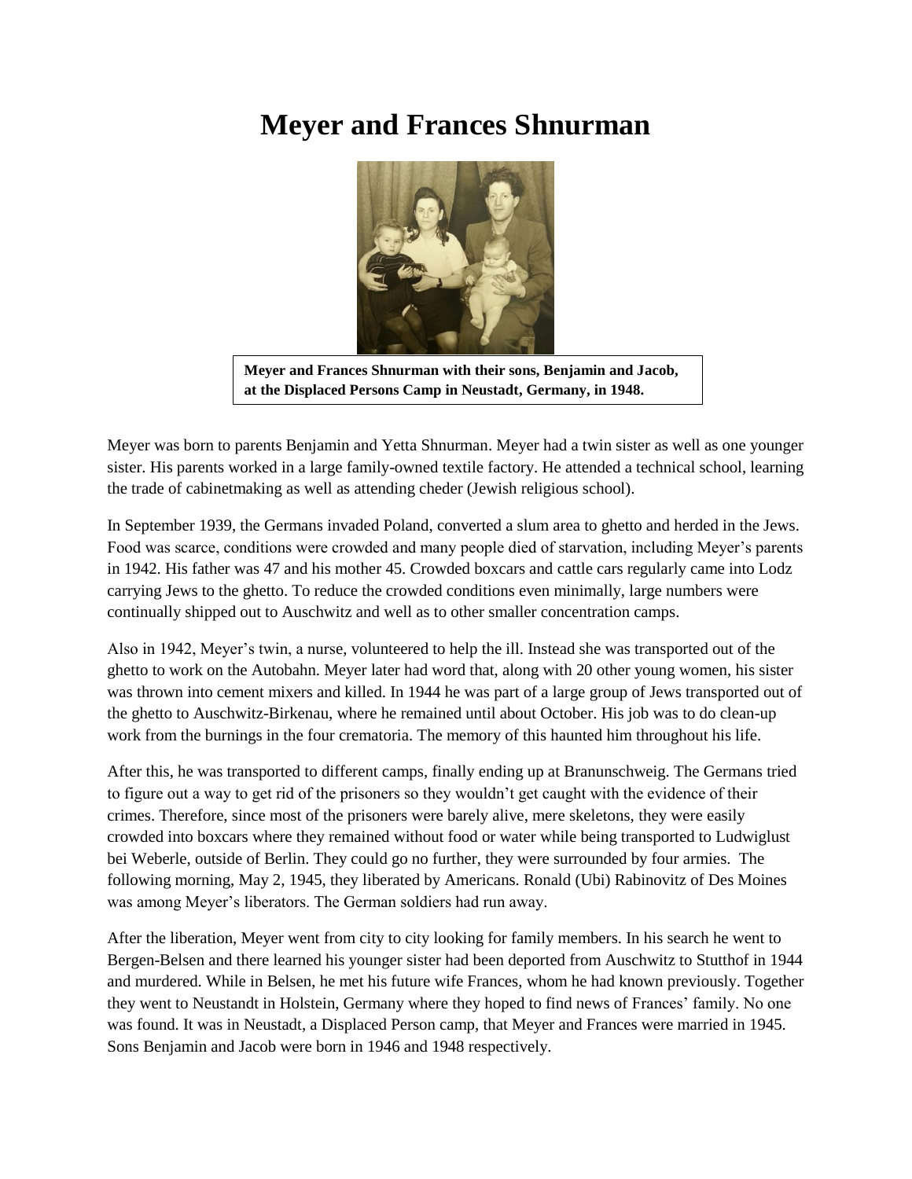# Meyer and Frances Shnurman

**Meyer and Frances Shnurman with their sons, Benjamin and Jacob, at the Displaced Persons Camp in Neustadt, Germany, in 1948.**

Meyer was born to parents Benjamin and Yetta Shnurman. Meyer had a twin sister as well as one younger sister. His parents worked in a large family-owned textile factory. He attended a technical school, learning the trade of cabinetmaking as well as attending cheder (Jewish religious school).

In September 1939, the Germans invaded Poland, converted a slum area to ghetto and herded in the Jews. Food was scarce, conditions were crowded and many people died of starvation, including Meyer's parents in 1942. His father was 47 and his mother 45. Crowded boxcars and cattle cars regularly came into Lodz carrying Jews to the ghetto. To reduce the crowded conditions even minimally, large numbers were continually shipped out to Auschwitz and well as to other smaller concentration camps.

Also in 1942, Meyer's twin, a nurse, volunteered to help the ill. Instead she was transported out of the ghetto to work on the Autobahn. Meyer later had word that, along with 20 other young women, his sister was thrown into cement mixers and killed. In 1944 he was part of a large group of Jews transported out of the ghetto to Auschwitz-Birkenau, where he remained until about October. His job was to do clean-up work from the burnings in the four crematoria. The memory of this haunted him throughout his life.

After this, he was transported to different camps, finally ending up at Branunschweig. The Germans tried to figure out a way to get rid of the prisoners so they wouldn't get caught with the evidence of their crimes. Therefore, since most of the prisoners were barely alive, mere skeletons, they were easily crowded into boxcars where they remained without food or water while being transported to Ludwiglust bei Weberle, outside of Berlin. They could go no further, they were surrounded by four armies. The following morning, May 2, 1945, they liberated by Americans. Ronald (Ubi) Rabinovitz of Des Moines was among Meyer's liberators. The German soldiers had run away.

After the liberation, Meyer went from city to city looking for family members. In his search he went to Bergen-Belsen and there learned his younger sister had been deported from Auschwitz to Stutthof in 1944 and murdered. While in Belsen, he met his future wife Frances, whom he had known previously. Together they went to Neustandt in Holstein, Germany where they hoped to find news of Frances' family. No one was found. It was in Neustadt, a Displaced Person camp, that Meyer and Frances were married in 1945. Sons Benjamin and Jacob were born in 1946 and 1948 respectively.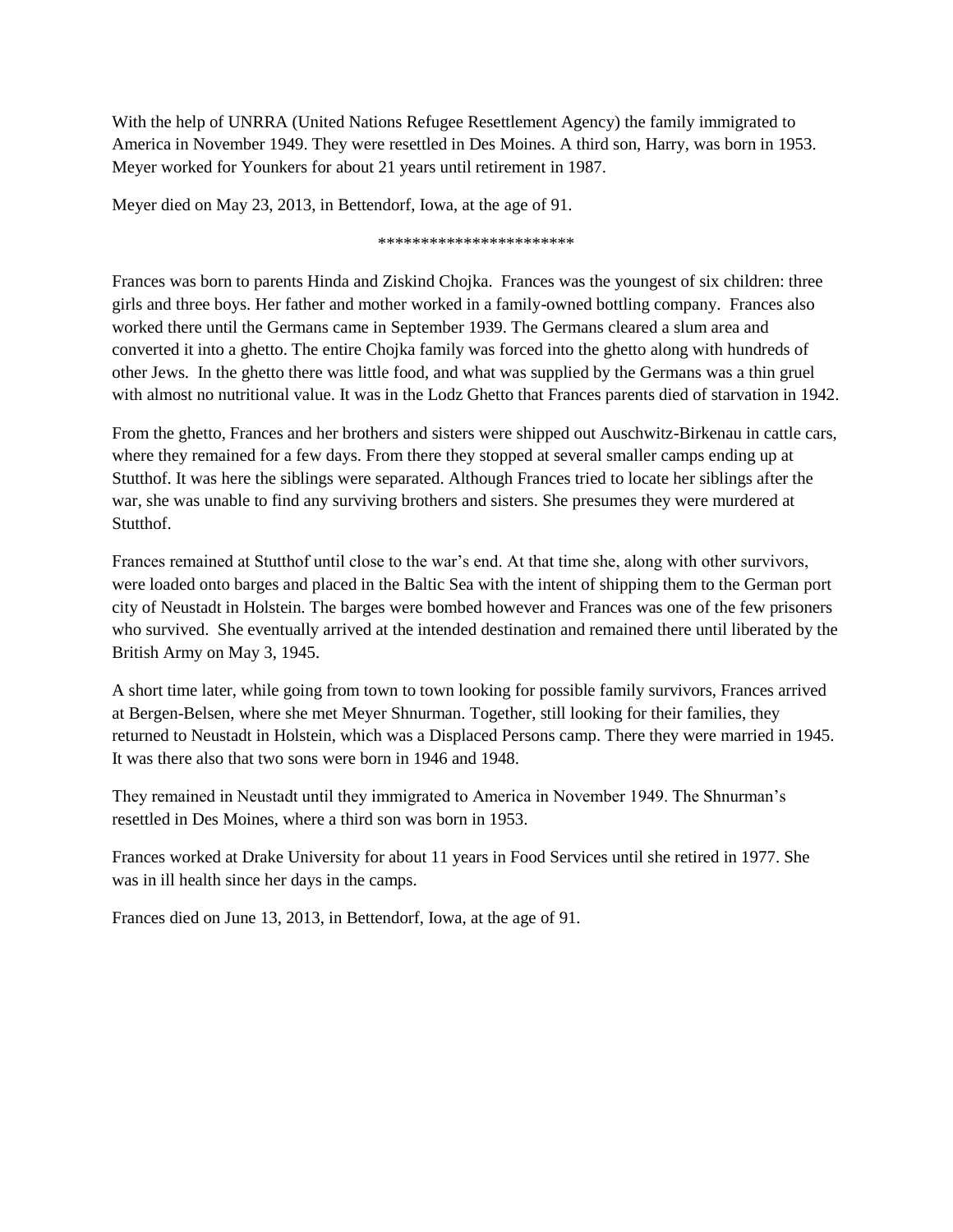With the help of UNRRA (United Nations Refugee Resettlement Agency) the family immigrated to America in November 1949. They were resettled in Des Moines. A third son, Harry, was born in 1953. Meyer worked for Younkers for about 21 years until retirement in 1987.

Meyer died on May 23, 2013, in Bettendorf, Iowa, at the age of 91.

**********************

Frances was born to parents Hinda and Ziskind Chojka. Frances was the youngest of six children: three girls and three boys. Her father and mother worked in a family-owned bottling company. Frances also worked there until the Germans came in September 1939. The Germans cleared a slum area and converted it into a ghetto. The entire Chojka family was forced into the ghetto along with hundreds of other Jews. In the ghetto there was little food, and what was supplied by the Germans was a thin gruel with almost no nutritional value. It was in the Lodz Ghetto that Frances parents died of starvation in 1942.

From the ghetto, Frances and her brothers and sisters were shipped out Auschwitz-Birkenau in cattle cars, where they remained for a few days. From there they stopped at several smaller camps ending up at Stutthof. It was here the siblings were separated. Although Frances tried to locate her siblings after the war, she was unable to find any surviving brothers and sisters. She presumes they were murdered at Stutthof.

Frances remained at Stutthof until close to the war's end. At that time she, along with other survivors, were loaded onto barges and placed in the Baltic Sea with the intent of shipping them to the German port city of Neustadt in Holstein. The barges were bombed however and Frances was one of the few prisoners who survived. She eventually arrived at the intended destination and remained there until liberated by the British Army on May 3, 1945.

A short time later, while going from town to town looking for possible family survivors, Frances arrived at Bergen-Belsen, where she met Meyer Shnurman. Together, still looking for their families, they returned to Neustadt in Holstein, which was a Displaced Persons camp. There they were married in 1945. It was there also that two sons were born in 1946 and 1948.

They remained in Neustadt until they immigrated to America in November 1949. The Shnurman's resettled in Des Moines, where a third son was born in 1953.

Frances worked at Drake University for about 11 years in Food Services until she retired in 1977. She was in ill health since her days in the camps.

Frances died on June 13, 2013, in Bettendorf, Iowa, at the age of 91.